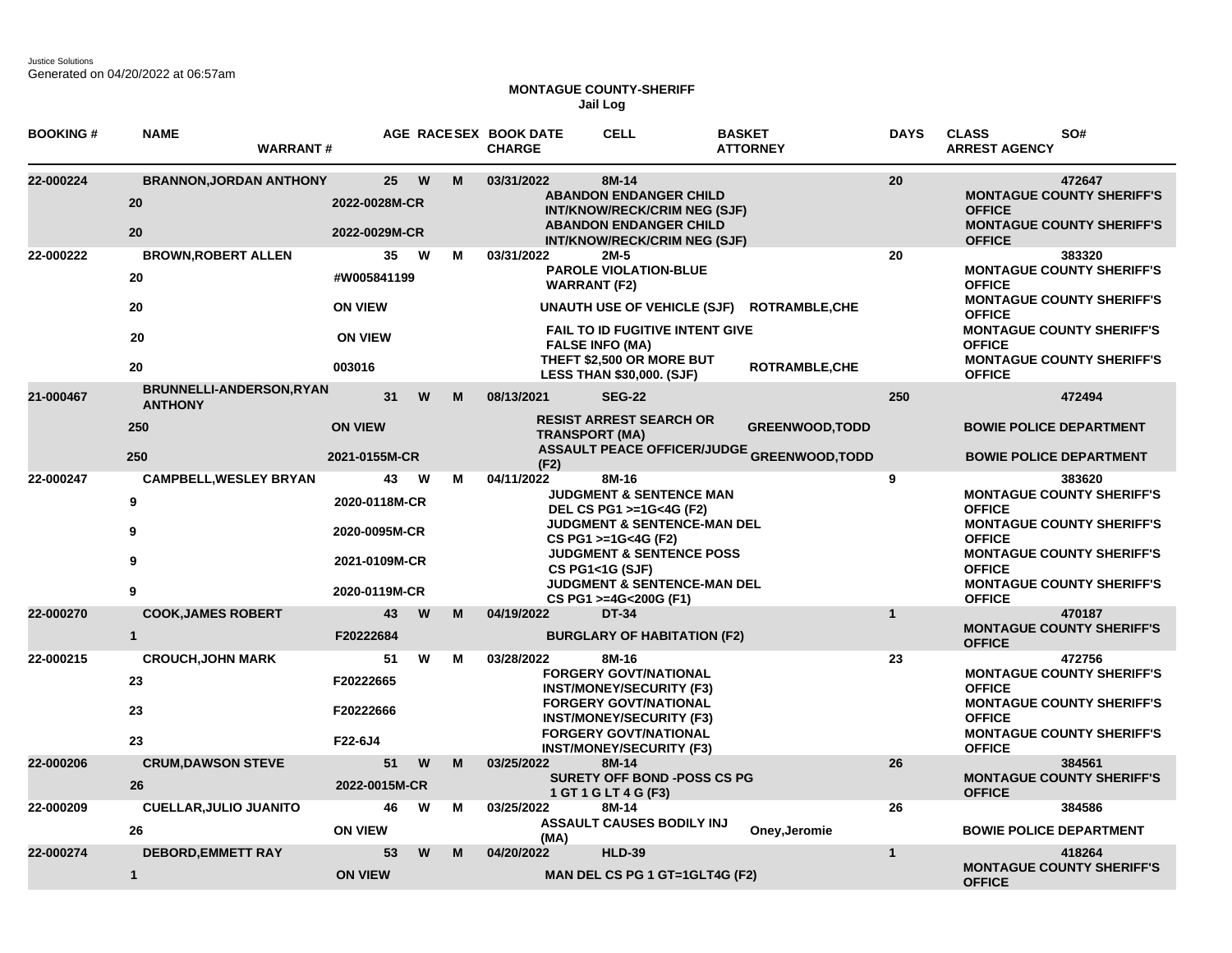Justice Solutions
Generated on 04/20/2022 at 06:57am

**MONTAGUE COUNTY-SHERIFF**
**Jail Log**

| BOOKING # | NAME / WARRANT # | AGE | RACE | SEX | BOOK DATE / CHARGE | CELL | BASKET / ATTORNEY | DAYS | CLASS / ARREST AGENCY | SO# |
|---|---|---|---|---|---|---|---|---|---|---|
| 22-000224 | BRANNON,JORDAN ANTHONY | 25 | W | M | 03/31/2022 | 8M-14 | | 20 | | 472647 |
| | 20 / 2022-0028M-CR | | | | ABANDON ENDANGER CHILD INT/KNOW/RECK/CRIM NEG (SJF) | | | | MONTAGUE COUNTY SHERIFF'S OFFICE | |
| | 20 / 2022-0029M-CR | | | | ABANDON ENDANGER CHILD INT/KNOW/RECK/CRIM NEG (SJF) | | | | MONTAGUE COUNTY SHERIFF'S OFFICE | |
| 22-000222 | BROWN,ROBERT ALLEN | 35 | W | M | 03/31/2022 | 2M-5 | | 20 | | 383320 |
| | 20 / #W005841199 | | | | PAROLE VIOLATION-BLUE WARRANT (F2) | | | | MONTAGUE COUNTY SHERIFF'S OFFICE | |
| | 20 / ON VIEW | | | | UNAUTH USE OF VEHICLE (SJF) | | ROTRAMBLE,CHE | | MONTAGUE COUNTY SHERIFF'S OFFICE | |
| | 20 / ON VIEW | | | | FAIL TO ID FUGITIVE INTENT GIVE FALSE INFO (MA) | | | | MONTAGUE COUNTY SHERIFF'S OFFICE | |
| | 20 / 003016 | | | | THEFT $2,500 OR MORE BUT LESS THAN $30,000. (SJF) | | ROTRAMBLE,CHE | | MONTAGUE COUNTY SHERIFF'S OFFICE | |
| 21-000467 | BRUNNELLI-ANDERSON,RYAN ANTHONY | 31 | W | M | 08/13/2021 | SEG-22 | | 250 | | 472494 |
| | 250 / ON VIEW | | | | RESIST ARREST SEARCH OR TRANSPORT (MA) | | GREENWOOD,TODD | | BOWIE POLICE DEPARTMENT | |
| | 250 / 2021-0155M-CR | | | | ASSAULT PEACE OFFICER/JUDGE (F2) | | GREENWOOD,TODD | | BOWIE POLICE DEPARTMENT | |
| 22-000247 | CAMPBELL,WESLEY BRYAN | 43 | W | M | 04/11/2022 | 8M-16 | | 9 | | 383620 |
| | 9 / 2020-0118M-CR | | | | JUDGMENT & SENTENCE MAN DEL CS PG1 >=1G<4G (F2) | | | | MONTAGUE COUNTY SHERIFF'S OFFICE | |
| | 9 / 2020-0095M-CR | | | | JUDGMENT & SENTENCE-MAN DEL CS PG1 >=1G<4G (F2) | | | | MONTAGUE COUNTY SHERIFF'S OFFICE | |
| | 9 / 2021-0109M-CR | | | | JUDGMENT & SENTENCE POSS CS PG1<1G (SJF) | | | | MONTAGUE COUNTY SHERIFF'S OFFICE | |
| | 9 / 2020-0119M-CR | | | | JUDGMENT & SENTENCE-MAN DEL CS PG1 >=4G<200G (F1) | | | | MONTAGUE COUNTY SHERIFF'S OFFICE | |
| 22-000270 | COOK,JAMES ROBERT | 43 | W | M | 04/19/2022 | DT-34 | | 1 | | 470187 |
| | 1 / F20222684 | | | | BURGLARY OF HABITATION (F2) | | | | MONTAGUE COUNTY SHERIFF'S OFFICE | |
| 22-000215 | CROUCH,JOHN MARK | 51 | W | M | 03/28/2022 | 8M-16 | | 23 | | 472756 |
| | 23 / F20222665 | | | | FORGERY GOVT/NATIONAL INST/MONEY/SECURITY (F3) | | | | MONTAGUE COUNTY SHERIFF'S OFFICE | |
| | 23 / F20222666 | | | | FORGERY GOVT/NATIONAL INST/MONEY/SECURITY (F3) | | | | MONTAGUE COUNTY SHERIFF'S OFFICE | |
| | 23 / F22-6J4 | | | | FORGERY GOVT/NATIONAL INST/MONEY/SECURITY (F3) | | | | MONTAGUE COUNTY SHERIFF'S OFFICE | |
| 22-000206 | CRUM,DAWSON STEVE | 51 | W | M | 03/25/2022 | 8M-14 | | 26 | | 384561 |
| | 26 / 2022-0015M-CR | | | | SURETY OFF BOND -POSS CS PG 1 GT 1 G LT 4 G (F3) | | | | MONTAGUE COUNTY SHERIFF'S OFFICE | |
| 22-000209 | CUELLAR,JULIO JUANITO | 46 | W | M | 03/25/2022 | 8M-14 | | 26 | | 384586 |
| | 26 / ON VIEW | | | | ASSAULT CAUSES BODILY INJ (MA) | | Oney,Jeromie | | BOWIE POLICE DEPARTMENT | |
| 22-000274 | DEBORD,EMMETT RAY | 53 | W | M | 04/20/2022 | HLD-39 | | 1 | | 418264 |
| | 1 / ON VIEW | | | | MAN DEL CS PG 1 GT=1GLT4G (F2) | | | | MONTAGUE COUNTY SHERIFF'S OFFICE | |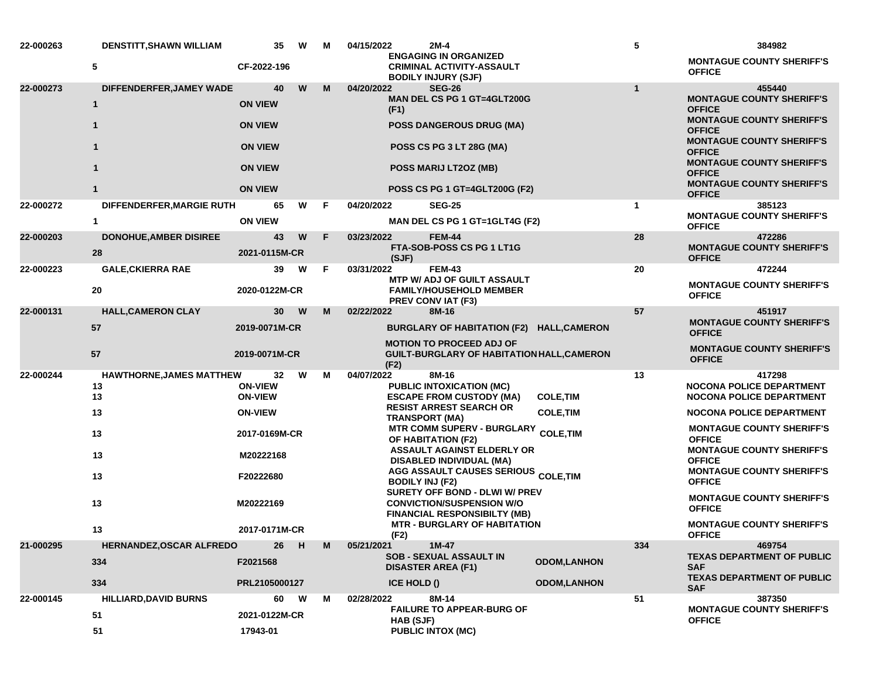| Booking # | Name | Age | Race | Sex | Date | Cell | Days | ID |
|---|---|---|---|---|---|---|---|---|
| 22-000263 | DENSTITT,SHAWN WILLIAM | 35 | W | M | 04/15/2022 | 2M-4 | 5 | 384982 |
| | 5 | CF-2022-196 | | | | ENGAGING IN ORGANIZED CRIMINAL ACTIVITY-ASSAULT BODILY INJURY (SJF) | | MONTAGUE COUNTY SHERIFF'S OFFICE |
| 22-000273 | DIFFENDERFER,JAMEY WADE | 40 | W | M | 04/20/2022 | SEG-26 | 1 | 455440 |
| | 1 | ON VIEW | | | | MAN DEL CS PG 1 GT=4GLT200G (F1) | | MONTAGUE COUNTY SHERIFF'S OFFICE |
| | 1 | ON VIEW | | | | POSS DANGEROUS DRUG (MA) | | MONTAGUE COUNTY SHERIFF'S OFFICE |
| | 1 | ON VIEW | | | | POSS CS PG 3 LT 28G (MA) | | MONTAGUE COUNTY SHERIFF'S OFFICE |
| | 1 | ON VIEW | | | | POSS MARIJ LT2OZ (MB) | | MONTAGUE COUNTY SHERIFF'S OFFICE |
| | 1 | ON VIEW | | | | POSS CS PG 1 GT=4GLT200G (F2) | | MONTAGUE COUNTY SHERIFF'S OFFICE |
| 22-000272 | DIFFENDERFER,MARGIE RUTH | 65 | W | F | 04/20/2022 | SEG-25 | 1 | 385123 |
| | 1 | ON VIEW | | | | MAN DEL CS PG 1 GT=1GLT4G (F2) | | MONTAGUE COUNTY SHERIFF'S OFFICE |
| 22-000203 | DONOHUE,AMBER DISIREE | 43 | W | F | 03/23/2022 | FEM-44 | 28 | 472286 |
| | 28 | 2021-0115M-CR | | | | FTA-SOB-POSS CS PG 1 LT1G (SJF) | | MONTAGUE COUNTY SHERIFF'S OFFICE |
| 22-000223 | GALE,CKIERRA RAE | 39 | W | F | 03/31/2022 | FEM-43 | 20 | 472244 |
| | 20 | 2020-0122M-CR | | | | MTP W/ ADJ OF GUILT ASSAULT FAMILY/HOUSEHOLD MEMBER PREV CONV IAT (F3) | | MONTAGUE COUNTY SHERIFF'S OFFICE |
| 22-000131 | HALL,CAMERON CLAY | 30 | W | M | 02/22/2022 | 8M-16 | 57 | 451917 |
| | 57 | 2019-0071M-CR | | | | BURGLARY OF HABITATION (F2) HALL,CAMERON | | MONTAGUE COUNTY SHERIFF'S OFFICE |
| | 57 | 2019-0071M-CR | | | | MOTION TO PROCEED ADJ OF GUILT-BURGLARY OF HABITATION (F2) HALL,CAMERON | | MONTAGUE COUNTY SHERIFF'S OFFICE |
| 22-000244 | HAWTHORNE,JAMES MATTHEW | 32 | W | M | 04/07/2022 | 8M-16 | 13 | 417298 |
| | 13 | ON-VIEW | | | | PUBLIC INTOXICATION (MC) | | NOCONA POLICE DEPARTMENT |
| | 13 | ON-VIEW | | | | ESCAPE FROM CUSTODY (MA) COLE,TIM | | NOCONA POLICE DEPARTMENT |
| | 13 | ON-VIEW | | | | RESIST ARREST SEARCH OR TRANSPORT (MA) COLE,TIM | | NOCONA POLICE DEPARTMENT |
| | 13 | 2017-0169M-CR | | | | MTR COMM SUPERV - BURGLARY OF HABITATION (F2) COLE,TIM | | MONTAGUE COUNTY SHERIFF'S OFFICE |
| | 13 | M20222168 | | | | ASSAULT AGAINST ELDERLY OR DISABLED INDIVIDUAL (MA) | | MONTAGUE COUNTY SHERIFF'S OFFICE |
| | 13 | F20222680 | | | | AGG ASSAULT CAUSES SERIOUS BODILY INJ (F2) COLE,TIM | | MONTAGUE COUNTY SHERIFF'S OFFICE |
| | 13 | M20222169 | | | | SURETY OFF BOND - DLWI W/ PREV CONVICTION/SUSPENSION W/O FINANCIAL RESPONSIBILTY (MB) | | MONTAGUE COUNTY SHERIFF'S OFFICE |
| | 13 | 2017-0171M-CR | | | | MTR - BURGLARY OF HABITATION (F2) | | MONTAGUE COUNTY SHERIFF'S OFFICE |
| 21-000295 | HERNANDEZ,OSCAR ALFREDO | 26 | H | M | 05/21/2021 | 1M-47 | 334 | 469754 |
| | 334 | F2021568 | | | | SOB - SEXUAL ASSAULT IN DISASTER AREA (F1) ODOM,LANHON | | TEXAS DEPARTMENT OF PUBLIC SAF |
| | 334 | PRL2105000127 | | | | ICE HOLD () ODOM,LANHON | | TEXAS DEPARTMENT OF PUBLIC SAF |
| 22-000145 | HILLIARD,DAVID BURNS | 60 | W | M | 02/28/2022 | 8M-14 | 51 | 387350 |
| | 51 | 2021-0122M-CR | | | | FAILURE TO APPEAR-BURG OF HAB (SJF) | | MONTAGUE COUNTY SHERIFF'S OFFICE |
| | 51 | 17943-01 | | | | PUBLIC INTOX (MC) | | |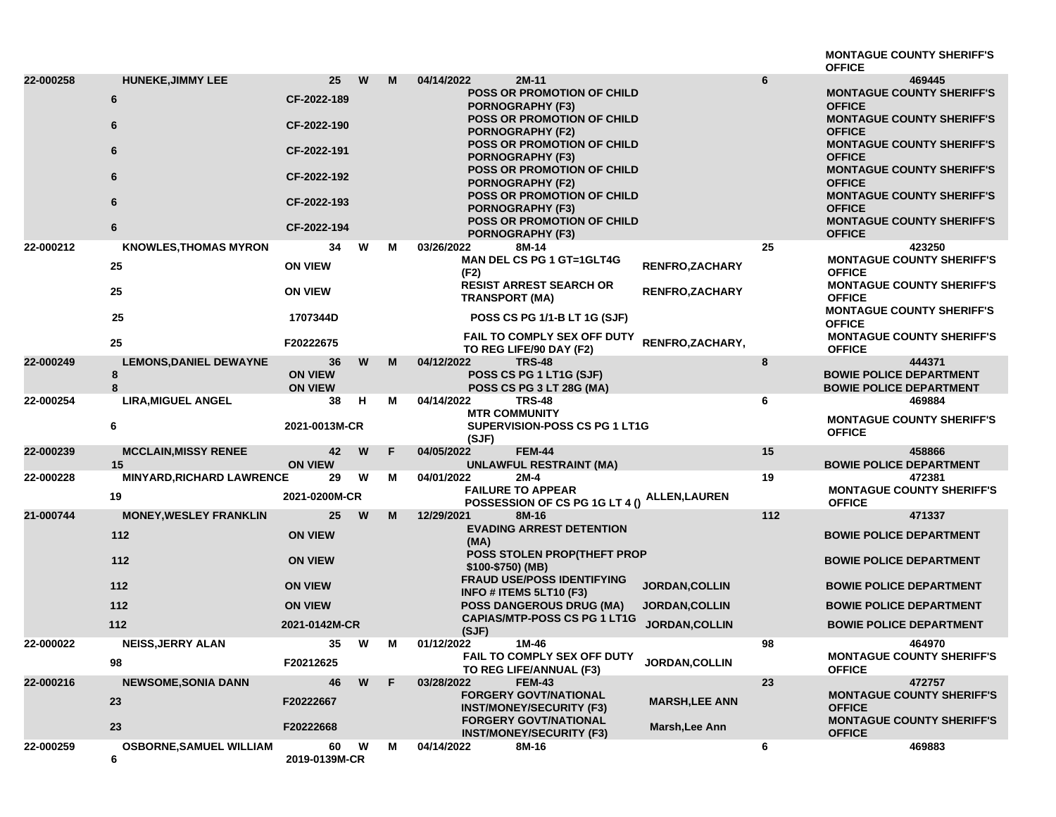| | | | | | | | | | |
|---|---|---|---|---|---|---|---|---|---|
| | | | | | | | | | MONTAGUE COUNTY SHERIFF'S OFFICE |
| 22-000258 | HUNEKE,JIMMY LEE | 25 | W | M | 04/14/2022 | 2M-11 | | 6 | 469445 |
| | 6 | CF-2022-189 | | | | POSS OR PROMOTION OF CHILD PORNOGRAPHY (F3) | | | MONTAGUE COUNTY SHERIFF'S OFFICE |
| | 6 | CF-2022-190 | | | | POSS OR PROMOTION OF CHILD PORNOGRAPHY (F2) | | | MONTAGUE COUNTY SHERIFF'S OFFICE |
| | 6 | CF-2022-191 | | | | POSS OR PROMOTION OF CHILD PORNOGRAPHY (F3) | | | MONTAGUE COUNTY SHERIFF'S OFFICE |
| | 6 | CF-2022-192 | | | | POSS OR PROMOTION OF CHILD PORNOGRAPHY (F2) | | | MONTAGUE COUNTY SHERIFF'S OFFICE |
| | 6 | CF-2022-193 | | | | POSS OR PROMOTION OF CHILD PORNOGRAPHY (F3) | | | MONTAGUE COUNTY SHERIFF'S OFFICE |
| | 6 | CF-2022-194 | | | | POSS OR PROMOTION OF CHILD PORNOGRAPHY (F3) | | | MONTAGUE COUNTY SHERIFF'S OFFICE |
| 22-000212 | KNOWLES,THOMAS MYRON | 34 | W | M | 03/26/2022 | 8M-14 | | 25 | 423250 |
| | 25 | ON VIEW | | | | MAN DEL CS PG 1 GT=1GLT4G (F2) | RENFRO,ZACHARY | | MONTAGUE COUNTY SHERIFF'S OFFICE |
| | 25 | ON VIEW | | | | RESIST ARREST SEARCH OR TRANSPORT (MA) | RENFRO,ZACHARY | | MONTAGUE COUNTY SHERIFF'S OFFICE |
| | 25 | 1707344D | | | | POSS CS PG 1/1-B LT 1G (SJF) | | | MONTAGUE COUNTY SHERIFF'S OFFICE |
| | 25 | F20222675 | | | | FAIL TO COMPLY SEX OFF DUTY TO REG LIFE/90 DAY (F2) | RENFRO,ZACHARY, | | MONTAGUE COUNTY SHERIFF'S OFFICE |
| 22-000249 | LEMONS,DANIEL DEWAYNE | 36 | W | M | 04/12/2022 | TRS-48 | | 8 | 444371 |
| | 8 | ON VIEW | | | | POSS CS PG 1 LT1G (SJF) | | | BOWIE POLICE DEPARTMENT |
| | 8 | ON VIEW | | | | POSS CS PG 3 LT 28G (MA) | | | BOWIE POLICE DEPARTMENT |
| 22-000254 | LIRA,MIGUEL ANGEL | 38 | H | M | 04/14/2022 | TRS-48 | | 6 | 469884 |
| | 6 | 2021-0013M-CR | | | | MTR COMMUNITY SUPERVISION-POSS CS PG 1 LT1G (SJF) | | | MONTAGUE COUNTY SHERIFF'S OFFICE |
| 22-000239 | MCCLAIN,MISSY RENEE | 42 | W | F | 04/05/2022 | FEM-44 | | 15 | 458866 |
| | 15 | ON VIEW | | | | UNLAWFUL RESTRAINT (MA) | | | BOWIE POLICE DEPARTMENT |
| 22-000228 | MINYARD,RICHARD LAWRENCE | 29 | W | M | 04/01/2022 | 2M-4 | | 19 | 472381 |
| | 19 | 2021-0200M-CR | | | | FAILURE TO APPEAR POSSESSION OF CS PG 1G LT 4 () | ALLEN,LAUREN | | MONTAGUE COUNTY SHERIFF'S OFFICE |
| 21-000744 | MONEY,WESLEY FRANKLIN | 25 | W | M | 12/29/2021 | 8M-16 | | 112 | 471337 |
| | 112 | ON VIEW | | | | EVADING ARREST DETENTION (MA) | | | BOWIE POLICE DEPARTMENT |
| | 112 | ON VIEW | | | | POSS STOLEN PROP(THEFT PROP $100-$750) (MB) | | | BOWIE POLICE DEPARTMENT |
| | 112 | ON VIEW | | | | FRAUD USE/POSS IDENTIFYING INFO # ITEMS 5LT10 (F3) | JORDAN,COLLIN | | BOWIE POLICE DEPARTMENT |
| | 112 | ON VIEW | | | | POSS DANGEROUS DRUG (MA) | JORDAN,COLLIN | | BOWIE POLICE DEPARTMENT |
| | 112 | 2021-0142M-CR | | | | CAPIAS/MTP-POSS CS PG 1 LT1G (SJF) | JORDAN,COLLIN | | BOWIE POLICE DEPARTMENT |
| 22-000022 | NEISS,JERRY ALAN | 35 | W | M | 01/12/2022 | 1M-46 | | 98 | 464970 |
| | 98 | F20212625 | | | | FAIL TO COMPLY SEX OFF DUTY TO REG LIFE/ANNUAL (F3) | JORDAN,COLLIN | | MONTAGUE COUNTY SHERIFF'S OFFICE |
| 22-000216 | NEWSOME,SONIA DANN | 46 | W | F | 03/28/2022 | FEM-43 | | 23 | 472757 |
| | 23 | F20222667 | | | | FORGERY GOVT/NATIONAL INST/MONEY/SECURITY (F3) | MARSH,LEE ANN | | MONTAGUE COUNTY SHERIFF'S OFFICE |
| | 23 | F20222668 | | | | FORGERY GOVT/NATIONAL INST/MONEY/SECURITY (F3) | Marsh,Lee Ann | | MONTAGUE COUNTY SHERIFF'S OFFICE |
| 22-000259 | OSBORNE,SAMUEL WILLIAM | 60 | W | M | 04/14/2022 | 8M-16 | | 6 | 469883 |
| | 6 | 2019-0139M-CR | | | | | | | |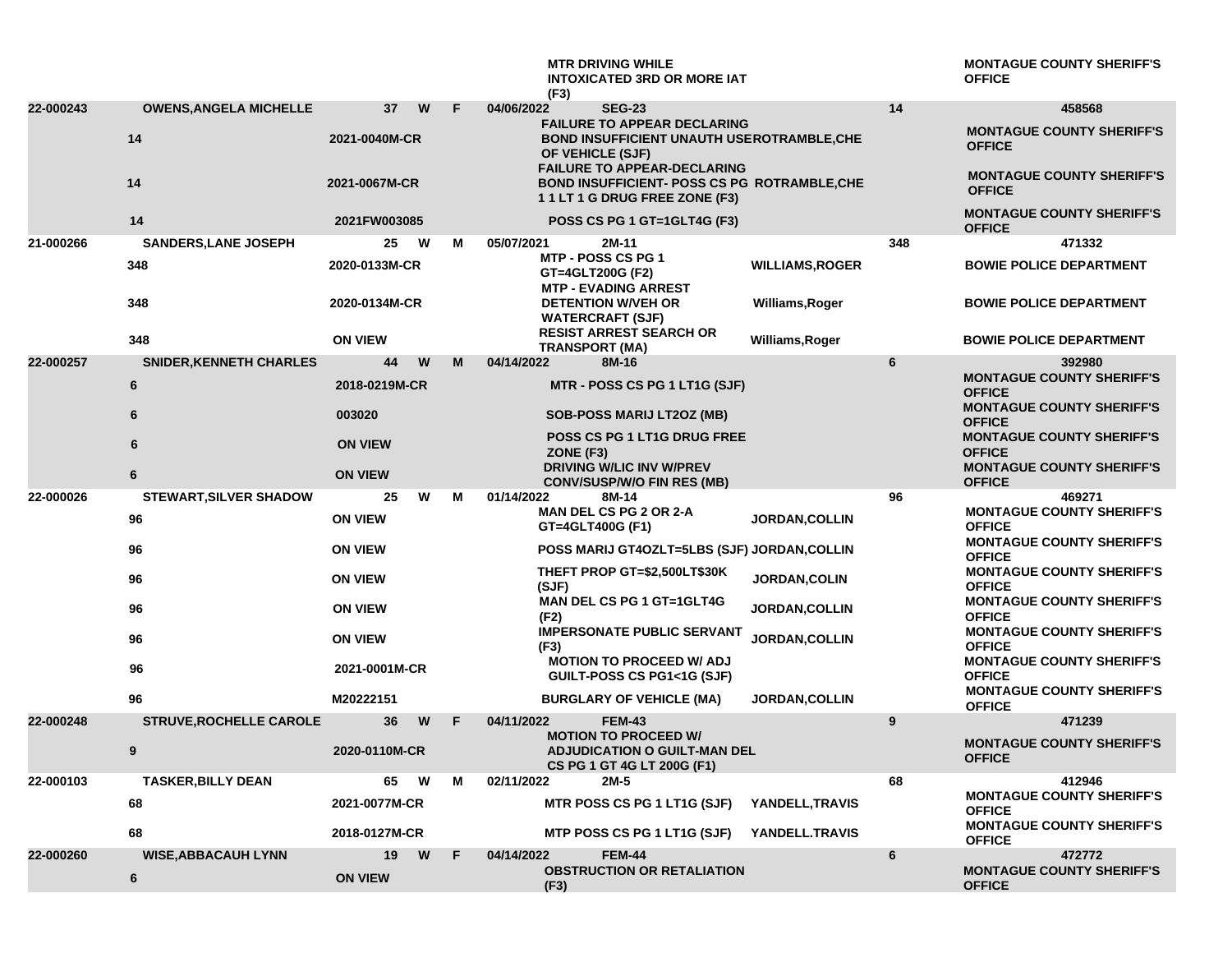| | | | | | | | | | |
|---|---|---|---|---|---|---|---|---|---|
| | | | | | | MTR DRIVING WHILE INTOXICATED 3RD OR MORE IAT (F3) | | | MONTAGUE COUNTY SHERIFF'S OFFICE |
| 22-000243 | OWENS,ANGELA MICHELLE | 37 | W | F | 04/06/2022 | SEG-23 | | 14 | 458568 |
| | 14 | 2021-0040M-CR | | | | FAILURE TO APPEAR DECLARING BOND INSUFFICIENT UNAUTH USE OF VEHICLE (SJF) | ROTRAMBLE,CHE | | MONTAGUE COUNTY SHERIFF'S OFFICE |
| | 14 | 2021-0067M-CR | | | | FAILURE TO APPEAR-DECLARING BOND INSUFFICIENT- POSS CS PG 1 1 LT 1 G DRUG FREE ZONE (F3) | ROTRAMBLE,CHE | | MONTAGUE COUNTY SHERIFF'S OFFICE |
| | 14 | 2021FW003085 | | | | POSS CS PG 1 GT=1GLT4G (F3) | | | MONTAGUE COUNTY SHERIFF'S OFFICE |
| 21-000266 | SANDERS,LANE JOSEPH | 25 | W | M | 05/07/2021 | 2M-11 | | 348 | 471332 |
| | 348 | 2020-0133M-CR | | | | MTP - POSS CS PG 1 GT=4GLT200G (F2) | WILLIAMS,ROGER | | BOWIE POLICE DEPARTMENT |
| | 348 | 2020-0134M-CR | | | | MTP - EVADING ARREST DETENTION W/VEH OR WATERCRAFT (SJF) | Williams,Roger | | BOWIE POLICE DEPARTMENT |
| | 348 | ON VIEW | | | | RESIST ARREST SEARCH OR TRANSPORT (MA) | Williams,Roger | | BOWIE POLICE DEPARTMENT |
| 22-000257 | SNIDER,KENNETH CHARLES | 44 | W | M | 04/14/2022 | 8M-16 | | 6 | 392980 |
| | 6 | 2018-0219M-CR | | | | MTR - POSS CS PG 1 LT1G (SJF) | | | MONTAGUE COUNTY SHERIFF'S OFFICE |
| | 6 | 003020 | | | | SOB-POSS MARIJ LT2OZ (MB) | | | MONTAGUE COUNTY SHERIFF'S OFFICE |
| | 6 | ON VIEW | | | | POSS CS PG 1 LT1G DRUG FREE ZONE (F3) | | | MONTAGUE COUNTY SHERIFF'S OFFICE |
| | 6 | ON VIEW | | | | DRIVING W/LIC INV W/PREV CONV/SUSP/W/O FIN RES (MB) | | | MONTAGUE COUNTY SHERIFF'S OFFICE |
| 22-000026 | STEWART,SILVER SHADOW | 25 | W | M | 01/14/2022 | 8M-14 | | 96 | 469271 |
| | 96 | ON VIEW | | | | MAN DEL CS PG 2 OR 2-A GT=4GLT400G (F1) | JORDAN,COLLIN | | MONTAGUE COUNTY SHERIFF'S OFFICE |
| | 96 | ON VIEW | | | | POSS MARIJ GT4OZLT=5LBS (SJF) | JORDAN,COLLIN | | MONTAGUE COUNTY SHERIFF'S OFFICE |
| | 96 | ON VIEW | | | | THEFT PROP GT=$2,500LT$30K (SJF) | JORDAN,COLIN | | MONTAGUE COUNTY SHERIFF'S OFFICE |
| | 96 | ON VIEW | | | | MAN DEL CS PG 1 GT=1GLT4G (F2) | JORDAN,COLLIN | | MONTAGUE COUNTY SHERIFF'S OFFICE |
| | 96 | ON VIEW | | | | IMPERSONATE PUBLIC SERVANT (F3) | JORDAN,COLLIN | | MONTAGUE COUNTY SHERIFF'S OFFICE |
| | 96 | 2021-0001M-CR | | | | MOTION TO PROCEED W/ ADJ GUILT-POSS CS PG1<1G (SJF) | | | MONTAGUE COUNTY SHERIFF'S OFFICE |
| | 96 | M20222151 | | | | BURGLARY OF VEHICLE (MA) | JORDAN,COLLIN | | MONTAGUE COUNTY SHERIFF'S OFFICE |
| 22-000248 | STRUVE,ROCHELLE CAROLE | 36 | W | F | 04/11/2022 | FEM-43 | | 9 | 471239 |
| | 9 | 2020-0110M-CR | | | | MOTION TO PROCEED W/ ADJUDICATION O GUILT-MAN DEL CS PG 1 GT 4G LT 200G (F1) | | | MONTAGUE COUNTY SHERIFF'S OFFICE |
| 22-000103 | TASKER,BILLY DEAN | 65 | W | M | 02/11/2022 | 2M-5 | | 68 | 412946 |
| | 68 | 2021-0077M-CR | | | | MTR POSS CS PG 1 LT1G (SJF) | YANDELL,TRAVIS | | MONTAGUE COUNTY SHERIFF'S OFFICE |
| | 68 | 2018-0127M-CR | | | | MTP POSS CS PG 1 LT1G (SJF) | YANDELL.TRAVIS | | MONTAGUE COUNTY SHERIFF'S OFFICE |
| 22-000260 | WISE,ABBACAUH LYNN | 19 | W | F | 04/14/2022 | FEM-44 | | 6 | 472772 |
| | 6 | ON VIEW | | | | OBSTRUCTION OR RETALIATION (F3) | | | MONTAGUE COUNTY SHERIFF'S OFFICE |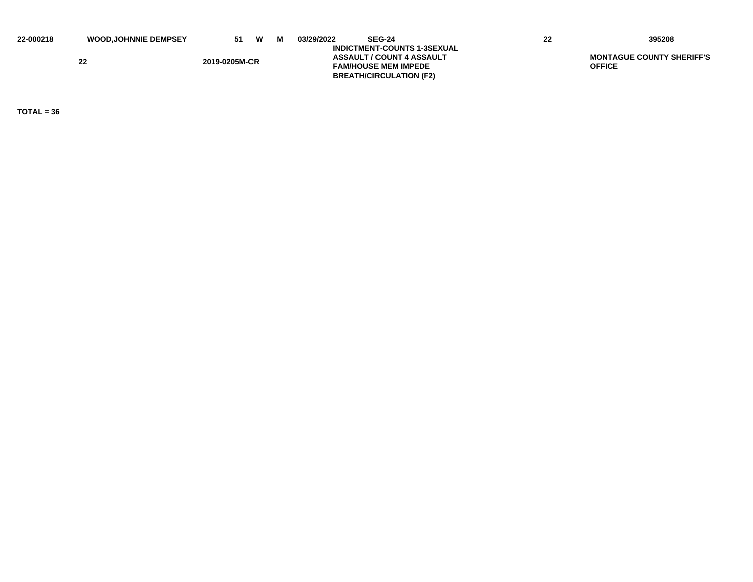| | | | | | | | | | |
|---|---|---|---|---|---|---|---|---|---|
| 22-000218 | WOOD,JOHNNIE DEMPSEY | 51 | W | M | 03/29/2022 | SEG-24 | | 22 | 395208 |
| | 22 | 2019-0205M-CR | | | | INDICTMENT-COUNTS 1-3SEXUAL ASSAULT / COUNT 4 ASSAULT FAM/HOUSE MEM IMPEDE BREATH/CIRCULATION (F2) | | | MONTAGUE COUNTY SHERIFF'S OFFICE |

**TOTAL = 36**